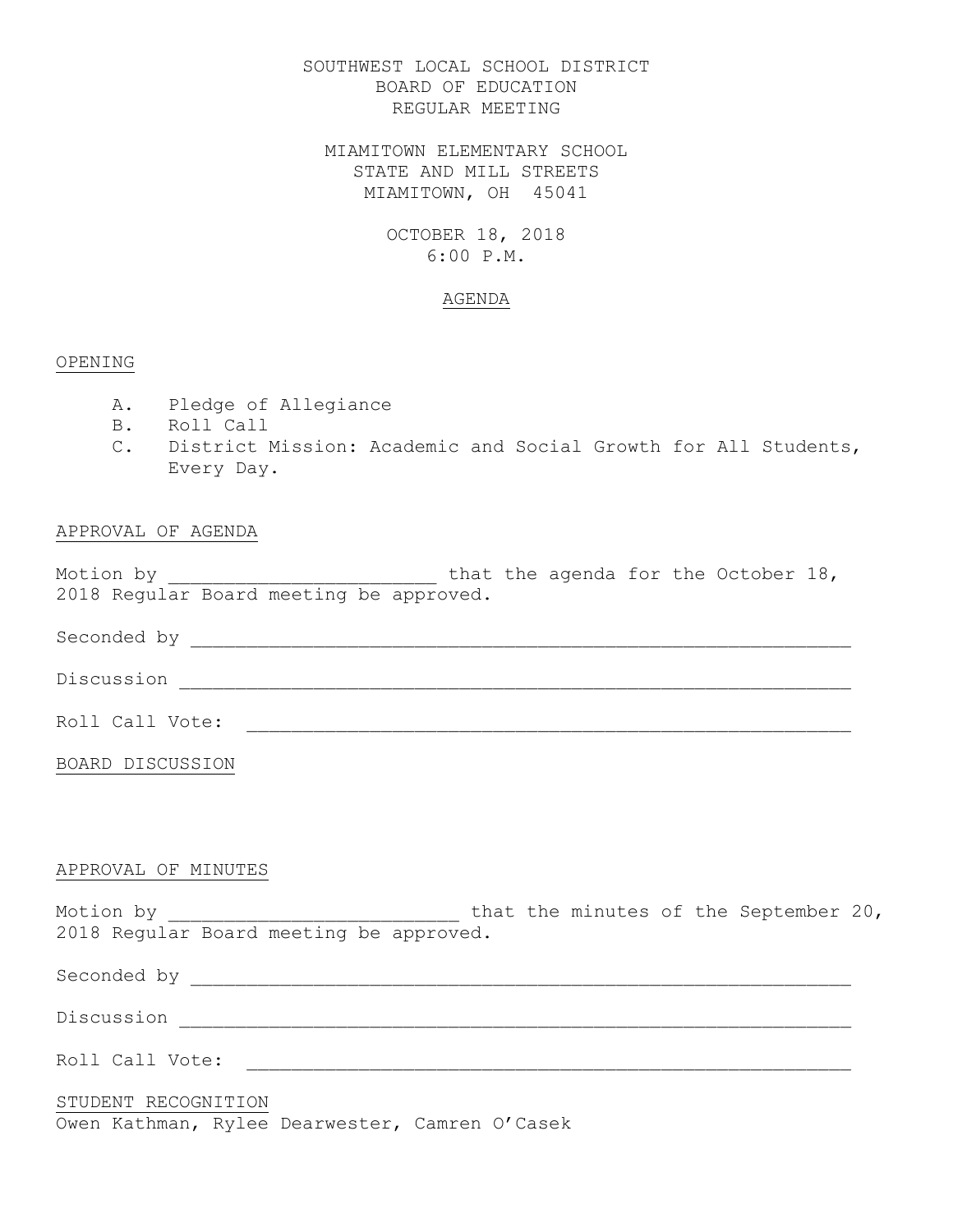SOUTHWEST LOCAL SCHOOL DISTRICT
BOARD OF EDUCATION
REGULAR MEETING

MIAMITOWN ELEMENTARY SCHOOL
STATE AND MILL STREETS
MIAMITOWN, OH 45041

OCTOBER 18, 2018
6:00 P.M.

AGENDA

OPENING

A. Pledge of Allegiance
B. Roll Call
C. District Mission: Academic and Social Growth for All Students, Every Day.

APPROVAL OF AGENDA

Motion by ________________________ that the agenda for the October 18, 2018 Regular Board meeting be approved.

Seconded by ____________________________________________________________

Discussion _____________________________________________________________

Roll Call Vote: ______________________________________________________

BOARD DISCUSSION

APPROVAL OF MINUTES

Motion by __________________________ that the minutes of the September 20, 2018 Regular Board meeting be approved.

Seconded by ____________________________________________________________

Discussion _____________________________________________________________

Roll Call Vote: ______________________________________________________

STUDENT RECOGNITION
Owen Kathman, Rylee Dearwester, Camren O'Casek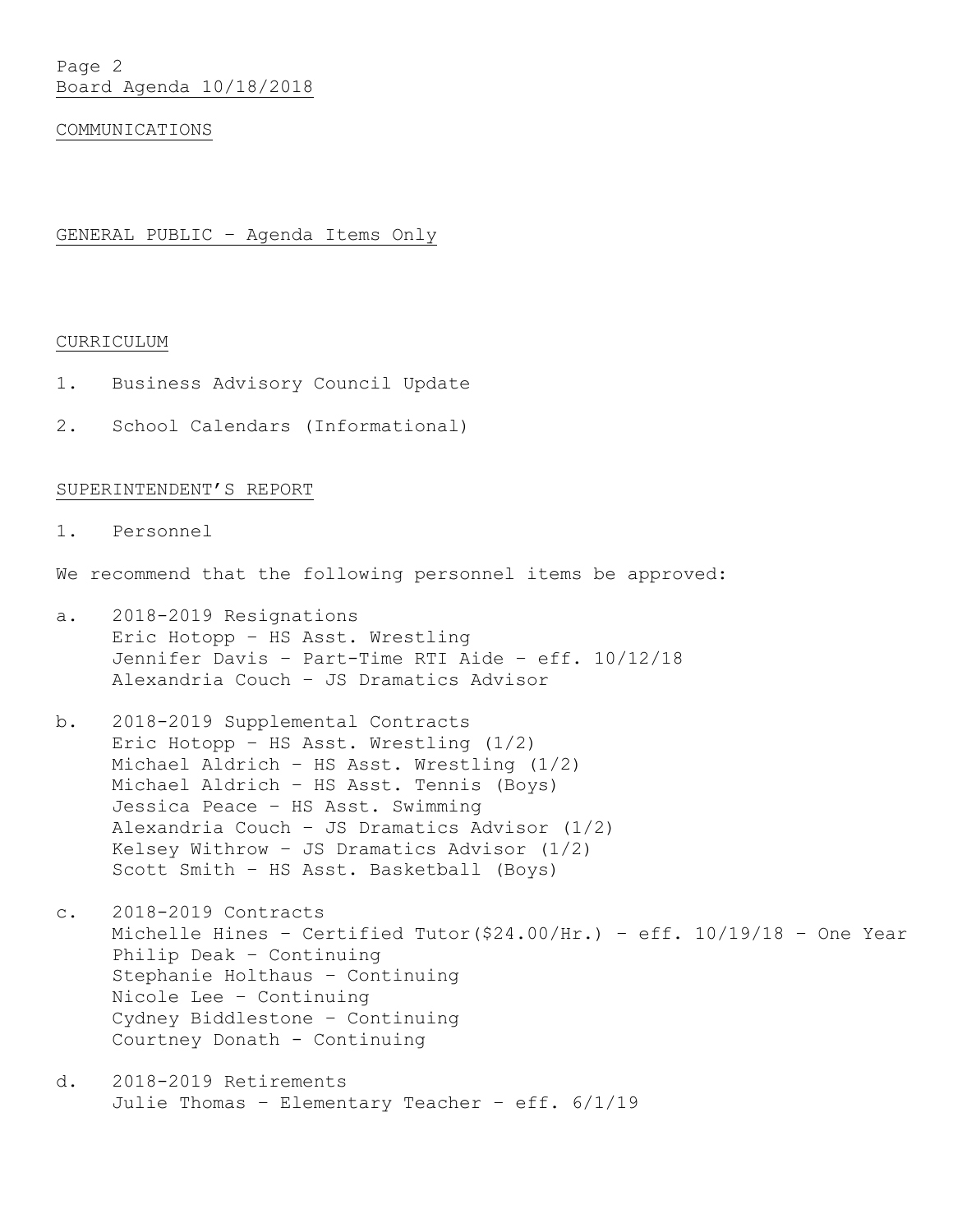Board Agenda 10/18/2018

## COMMUNICATIONS

## GENERAL PUBLIC – Agenda Items Only

## CURRICULUM

1. Business Advisory Council Update
2. School Calendars (Informational)

## SUPERINTENDENT'S REPORT

1. Personnel

We recommend that the following personnel items be approved:

a. 2018-2019 Resignations
   Eric Hotopp – HS Asst. Wrestling
   Jennifer Davis – Part-Time RTI Aide – eff. 10/12/18
   Alexandria Couch – JS Dramatics Advisor

b. 2018-2019 Supplemental Contracts
   Eric Hotopp – HS Asst. Wrestling (1/2)
   Michael Aldrich – HS Asst. Wrestling (1/2)
   Michael Aldrich – HS Asst. Tennis (Boys)
   Jessica Peace – HS Asst. Swimming
   Alexandria Couch – JS Dramatics Advisor (1/2)
   Kelsey Withrow – JS Dramatics Advisor (1/2)
   Scott Smith – HS Asst. Basketball (Boys)

c. 2018-2019 Contracts
   Michelle Hines – Certified Tutor($24.00/Hr.) – eff. 10/19/18 – One Year
   Philip Deak – Continuing
   Stephanie Holthaus – Continuing
   Nicole Lee – Continuing
   Cydney Biddlestone – Continuing
   Courtney Donath - Continuing

d. 2018-2019 Retirements
   Julie Thomas – Elementary Teacher – eff. 6/1/19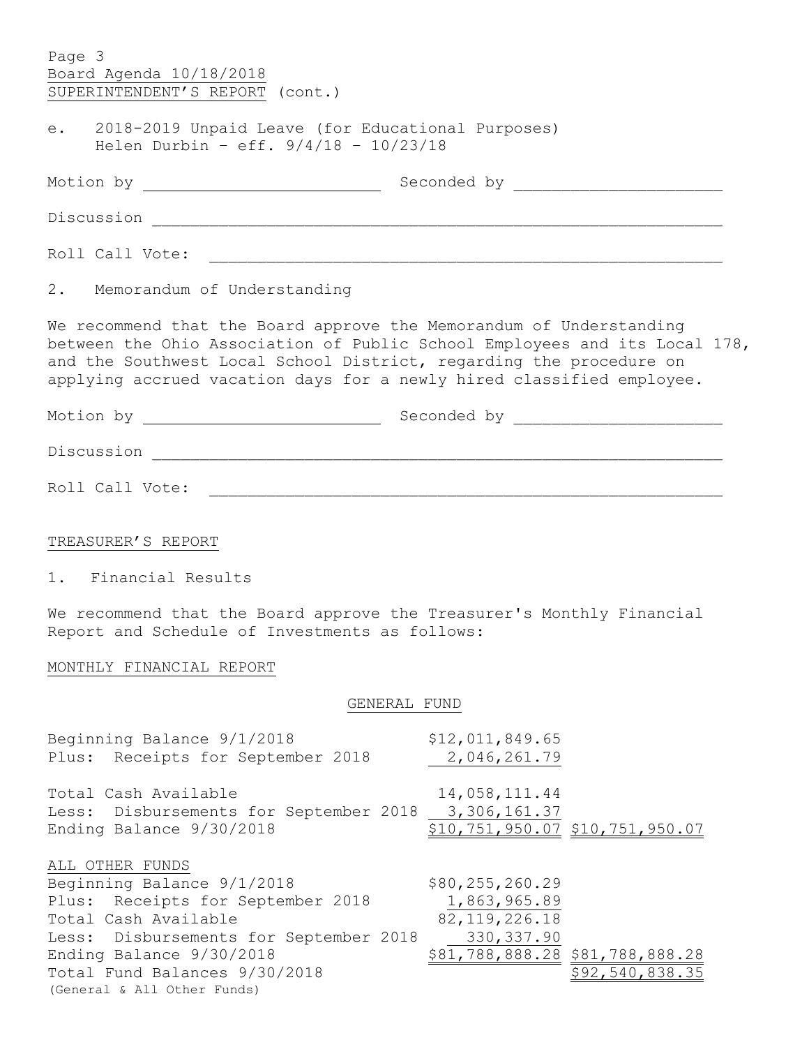e. 2018-2019 Unpaid Leave (for Educational Purposes)
Helen Durbin – eff. 9/4/18 – 10/23/18

Motion by ________________________ Seconded by ____________________

Discussion __________________________________________________________

Roll Call Vote: ____________________________________________________

2. Memorandum of Understanding

We recommend that the Board approve the Memorandum of Understanding between the Ohio Association of Public School Employees and its Local 178, and the Southwest Local School District, regarding the procedure on applying accrued vacation days for a newly hired classified employee.

Motion by ________________________ Seconded by ____________________

Discussion __________________________________________________________

Roll Call Vote: ____________________________________________________

TREASURER'S REPORT

1. Financial Results

We recommend that the Board approve the Treasurer's Monthly Financial Report and Schedule of Investments as follows:

MONTHLY FINANCIAL REPORT

GENERAL FUND

| | | |
|---|---|---|
| Beginning Balance 9/1/2018 | $12,011,849.65 | |
| Plus: Receipts for September 2018 | 2,046,261.79 | |
| Total Cash Available | 14,058,111.44 | |
| Less: Disbursements for September 2018 | 3,306,161.37 | |
| Ending Balance 9/30/2018 | $10,751,950.07 | $10,751,950.07 |
| ALL OTHER FUNDS | | |
| Beginning Balance 9/1/2018 | $80,255,260.29 | |
| Plus: Receipts for September 2018 | 1,863,965.89 | |
| Total Cash Available | 82,119,226.18 | |
| Less: Disbursements for September 2018 | 330,337.90 | |
| Ending Balance 9/30/2018 | $81,788,888.28 | $81,788,888.28 |
| Total Fund Balances 9/30/2018 (General & All Other Funds) | | $92,540,838.35 |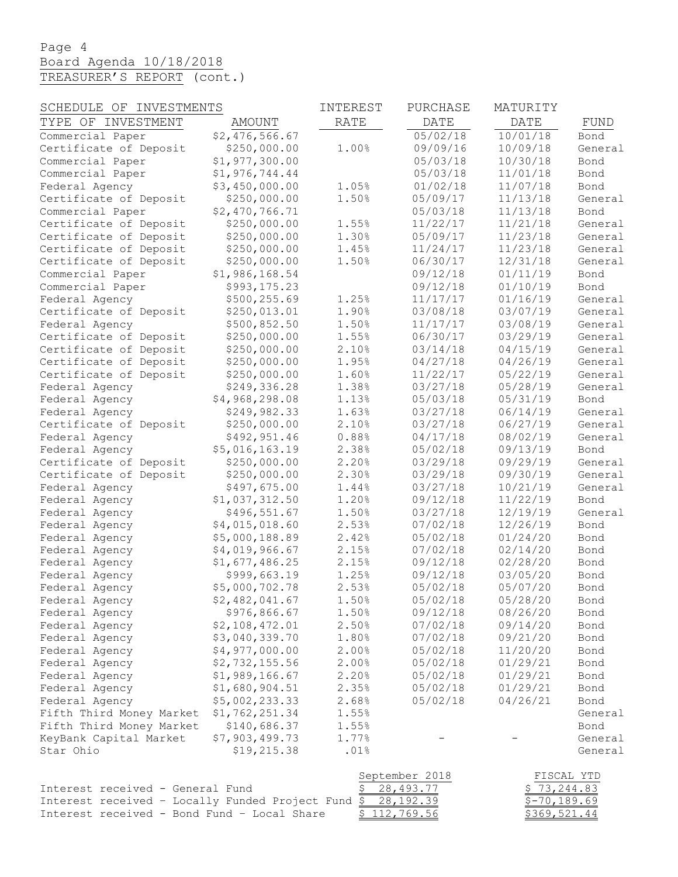Page 4
Board Agenda 10/18/2018
TREASURER'S REPORT (cont.)

SCHEDULE OF INVESTMENTS

| TYPE OF INVESTMENT | AMOUNT | INTEREST RATE | PURCHASE DATE | MATURITY DATE | FUND |
|---|---|---|---|---|---|
| Commercial Paper | $2,476,566.67 | | 05/02/18 | 10/01/18 | Bond |
| Certificate of Deposit | $250,000.00 | 1.00% | 09/09/16 | 10/09/18 | General |
| Commercial Paper | $1,977,300.00 | | 05/03/18 | 10/30/18 | Bond |
| Commercial Paper | $1,976,744.44 | | 05/03/18 | 11/01/18 | Bond |
| Federal Agency | $3,450,000.00 | 1.05% | 01/02/18 | 11/07/18 | Bond |
| Certificate of Deposit | $250,000.00 | 1.50% | 05/09/17 | 11/13/18 | General |
| Commercial Paper | $2,470,766.71 | | 05/03/18 | 11/13/18 | Bond |
| Certificate of Deposit | $250,000.00 | 1.55% | 11/22/17 | 11/21/18 | General |
| Certificate of Deposit | $250,000.00 | 1.30% | 05/09/17 | 11/23/18 | General |
| Certificate of Deposit | $250,000.00 | 1.45% | 11/24/17 | 11/23/18 | General |
| Certificate of Deposit | $250,000.00 | 1.50% | 06/30/17 | 12/31/18 | General |
| Commercial Paper | $1,986,168.54 | | 09/12/18 | 01/11/19 | Bond |
| Commercial Paper | $993,175.23 | | 09/12/18 | 01/10/19 | Bond |
| Federal Agency | $500,255.69 | 1.25% | 11/17/17 | 01/16/19 | General |
| Certificate of Deposit | $250,013.01 | 1.90% | 03/08/18 | 03/07/19 | General |
| Federal Agency | $500,852.50 | 1.50% | 11/17/17 | 03/08/19 | General |
| Certificate of Deposit | $250,000.00 | 1.55% | 06/30/17 | 03/29/19 | General |
| Certificate of Deposit | $250,000.00 | 2.10% | 03/14/18 | 04/15/19 | General |
| Certificate of Deposit | $250,000.00 | 1.95% | 04/27/18 | 04/26/19 | General |
| Certificate of Deposit | $250,000.00 | 1.60% | 11/22/17 | 05/22/19 | General |
| Federal Agency | $249,336.28 | 1.38% | 03/27/18 | 05/28/19 | General |
| Federal Agency | $4,968,298.08 | 1.13% | 05/03/18 | 05/31/19 | Bond |
| Federal Agency | $249,982.33 | 1.63% | 03/27/18 | 06/14/19 | General |
| Certificate of Deposit | $250,000.00 | 2.10% | 03/27/18 | 06/27/19 | General |
| Federal Agency | $492,951.46 | 0.88% | 04/17/18 | 08/02/19 | General |
| Federal Agency | $5,016,163.19 | 2.38% | 05/02/18 | 09/13/19 | Bond |
| Certificate of Deposit | $250,000.00 | 2.20% | 03/29/18 | 09/29/19 | General |
| Certificate of Deposit | $250,000.00 | 2.30% | 03/29/18 | 09/30/19 | General |
| Federal Agency | $497,675.00 | 1.44% | 03/27/18 | 10/21/19 | General |
| Federal Agency | $1,037,312.50 | 1.20% | 09/12/18 | 11/22/19 | Bond |
| Federal Agency | $496,551.67 | 1.50% | 03/27/18 | 12/19/19 | General |
| Federal Agency | $4,015,018.60 | 2.53% | 07/02/18 | 12/26/19 | Bond |
| Federal Agency | $5,000,188.89 | 2.42% | 05/02/18 | 01/24/20 | Bond |
| Federal Agency | $4,019,966.67 | 2.15% | 07/02/18 | 02/14/20 | Bond |
| Federal Agency | $1,677,486.25 | 2.15% | 09/12/18 | 02/28/20 | Bond |
| Federal Agency | $999,663.19 | 1.25% | 09/12/18 | 03/05/20 | Bond |
| Federal Agency | $5,000,702.78 | 2.53% | 05/02/18 | 05/07/20 | Bond |
| Federal Agency | $2,482,041.67 | 1.50% | 05/02/18 | 05/28/20 | Bond |
| Federal Agency | $976,866.67 | 1.50% | 09/12/18 | 08/26/20 | Bond |
| Federal Agency | $2,108,472.01 | 2.50% | 07/02/18 | 09/14/20 | Bond |
| Federal Agency | $3,040,339.70 | 1.80% | 07/02/18 | 09/21/20 | Bond |
| Federal Agency | $4,977,000.00 | 2.00% | 05/02/18 | 11/20/20 | Bond |
| Federal Agency | $2,732,155.56 | 2.00% | 05/02/18 | 01/29/21 | Bond |
| Federal Agency | $1,989,166.67 | 2.20% | 05/02/18 | 01/29/21 | Bond |
| Federal Agency | $1,680,904.51 | 2.35% | 05/02/18 | 01/29/21 | Bond |
| Federal Agency | $5,002,233.33 | 2.68% | 05/02/18 | 04/26/21 | Bond |
| Fifth Third Money Market | $1,762,251.34 | 1.55% | | | General |
| Fifth Third Money Market | $140,686.37 | 1.55% | | | Bond |
| KeyBank Capital Market | $7,903,499.73 | 1.77% | - | - | General |
| Star Ohio | $19,215.38 | .01% | | | General |

| | September 2018 | FISCAL YTD |
|---|---|---|
| Interest received - General Fund | $ 28,493.77 | $ 73,244.83 |
| Interest received - Locally Funded Project Fund | $ 28,192.39 | $-70,189.69 |
| Interest received - Bond Fund - Local Share | $ 112,769.56 | $369,521.44 |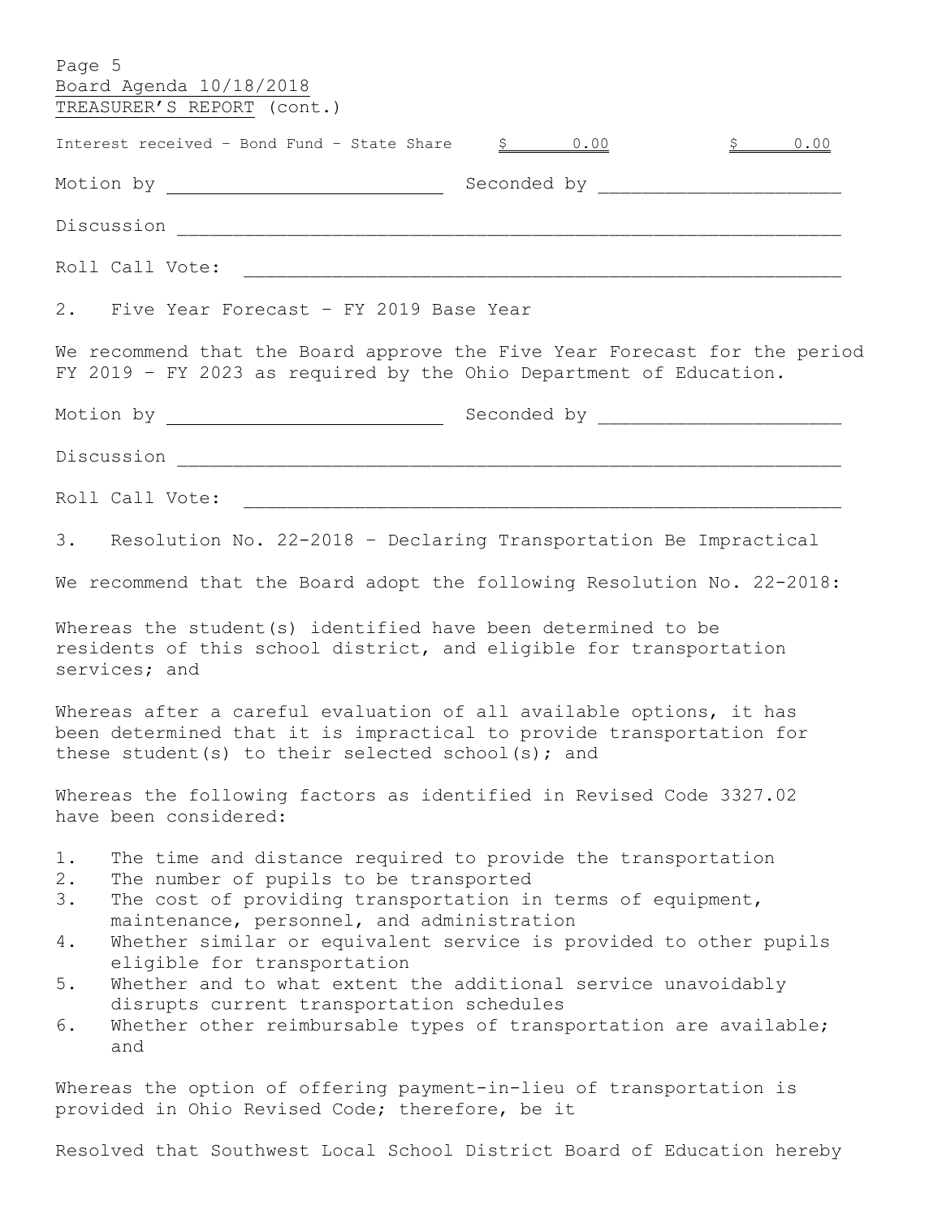Page 5
Board Agenda 10/18/2018
TREASURER'S REPORT (cont.)

| | | |
|---|---|---|
| Interest received – Bond Fund – State Share | $ 0.00 | $ 0.00 |

Motion by ______________________ Seconded by ______________________

Discussion ______________________________________________________________

Roll Call Vote: _________________________________________________________

2. Five Year Forecast – FY 2019 Base Year

We recommend that the Board approve the Five Year Forecast for the period FY 2019 – FY 2023 as required by the Ohio Department of Education.

Motion by ______________________ Seconded by ______________________

Discussion ______________________________________________________________

Roll Call Vote: _________________________________________________________

3. Resolution No. 22-2018 – Declaring Transportation Be Impractical

We recommend that the Board adopt the following Resolution No. 22-2018:

Whereas the student(s) identified have been determined to be residents of this school district, and eligible for transportation services; and

Whereas after a careful evaluation of all available options, it has been determined that it is impractical to provide transportation for these student(s) to their selected school(s); and

Whereas the following factors as identified in Revised Code 3327.02 have been considered:

1. The time and distance required to provide the transportation
2. The number of pupils to be transported
3. The cost of providing transportation in terms of equipment, maintenance, personnel, and administration
4. Whether similar or equivalent service is provided to other pupils eligible for transportation
5. Whether and to what extent the additional service unavoidably disrupts current transportation schedules
6. Whether other reimbursable types of transportation are available; and

Whereas the option of offering payment-in-lieu of transportation is provided in Ohio Revised Code; therefore, be it

Resolved that Southwest Local School District Board of Education hereby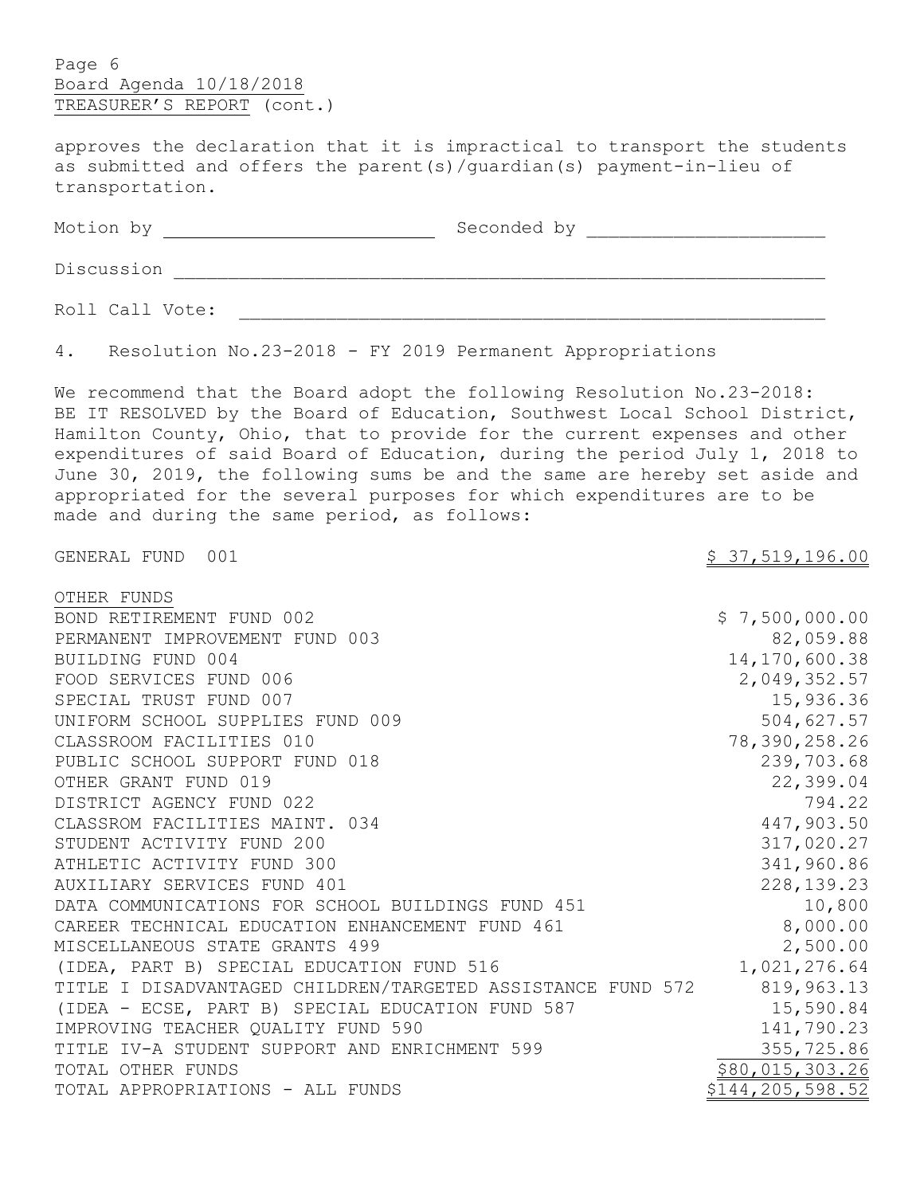approves the declaration that it is impractical to transport the students as submitted and offers the parent(s)/guardian(s) payment-in-lieu of transportation.

Motion by ________________________ Seconded by ____________________

Discussion ____________________________________________________________

Roll Call Vote: ______________________________________________________

4. Resolution No.23-2018 - FY 2019 Permanent Appropriations

We recommend that the Board adopt the following Resolution No.23-2018: BE IT RESOLVED by the Board of Education, Southwest Local School District, Hamilton County, Ohio, that to provide for the current expenses and other expenditures of said Board of Education, during the period July 1, 2018 to June 30, 2019, the following sums be and the same are hereby set aside and appropriated for the several purposes for which expenditures are to be made and during the same period, as follows:

| | |
|---|---|
| GENERAL FUND 001 | $ 37,519,196.00 |
| OTHER FUNDS | |
| BOND RETIREMENT FUND 002 | $ 7,500,000.00 |
| PERMANENT IMPROVEMENT FUND 003 | 82,059.88 |
| BUILDING FUND 004 | 14,170,600.38 |
| FOOD SERVICES FUND 006 | 2,049,352.57 |
| SPECIAL TRUST FUND 007 | 15,936.36 |
| UNIFORM SCHOOL SUPPLIES FUND 009 | 504,627.57 |
| CLASSROOM FACILITIES 010 | 78,390,258.26 |
| PUBLIC SCHOOL SUPPORT FUND 018 | 239,703.68 |
| OTHER GRANT FUND 019 | 22,399.04 |
| DISTRICT AGENCY FUND 022 | 794.22 |
| CLASSROM FACILITIES MAINT. 034 | 447,903.50 |
| STUDENT ACTIVITY FUND 200 | 317,020.27 |
| ATHLETIC ACTIVITY FUND 300 | 341,960.86 |
| AUXILIARY SERVICES FUND 401 | 228,139.23 |
| DATA COMMUNICATIONS FOR SCHOOL BUILDINGS FUND 451 | 10,800 |
| CAREER TECHNICAL EDUCATION ENHANCEMENT FUND 461 | 8,000.00 |
| MISCELLANEOUS STATE GRANTS 499 | 2,500.00 |
| (IDEA, PART B) SPECIAL EDUCATION FUND 516 | 1,021,276.64 |
| TITLE I DISADVANTAGED CHILDREN/TARGETED ASSISTANCE FUND 572 | 819,963.13 |
| (IDEA - ECSE, PART B) SPECIAL EDUCATION FUND 587 | 15,590.84 |
| IMPROVING TEACHER QUALITY FUND 590 | 141,790.23 |
| TITLE IV-A STUDENT SUPPORT AND ENRICHMENT 599 | 355,725.86 |
| TOTAL OTHER FUNDS | $80,015,303.26 |
| TOTAL APPROPRIATIONS - ALL FUNDS | $144,205,598.52 |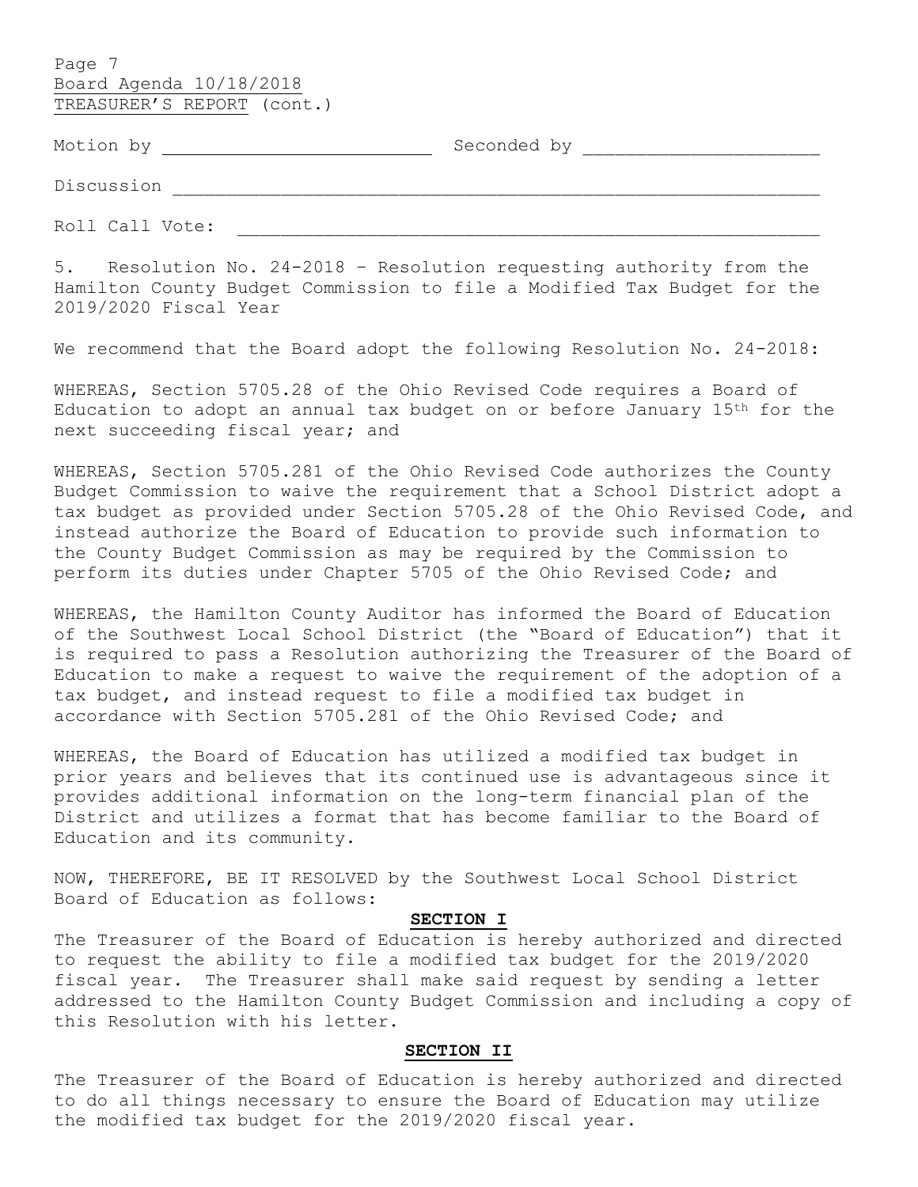Page 7
Board Agenda 10/18/2018
TREASURER'S REPORT (cont.)

Motion by ________________________ Seconded by ______________________

Discussion ____________________________________________________________

Roll Call Vote: _______________________________________________________

5. Resolution No. 24-2018 – Resolution requesting authority from the Hamilton County Budget Commission to file a Modified Tax Budget for the 2019/2020 Fiscal Year

We recommend that the Board adopt the following Resolution No. 24-2018:

WHEREAS, Section 5705.28 of the Ohio Revised Code requires a Board of Education to adopt an annual tax budget on or before January 15th for the next succeeding fiscal year; and

WHEREAS, Section 5705.281 of the Ohio Revised Code authorizes the County Budget Commission to waive the requirement that a School District adopt a tax budget as provided under Section 5705.28 of the Ohio Revised Code, and instead authorize the Board of Education to provide such information to the County Budget Commission as may be required by the Commission to perform its duties under Chapter 5705 of the Ohio Revised Code; and

WHEREAS, the Hamilton County Auditor has informed the Board of Education of the Southwest Local School District (the "Board of Education") that it is required to pass a Resolution authorizing the Treasurer of the Board of Education to make a request to waive the requirement of the adoption of a tax budget, and instead request to file a modified tax budget in accordance with Section 5705.281 of the Ohio Revised Code; and

WHEREAS, the Board of Education has utilized a modified tax budget in prior years and believes that its continued use is advantageous since it provides additional information on the long-term financial plan of the District and utilizes a format that has become familiar to the Board of Education and its community.

NOW, THEREFORE, BE IT RESOLVED by the Southwest Local School District Board of Education as follows:

**SECTION I**

The Treasurer of the Board of Education is hereby authorized and directed to request the ability to file a modified tax budget for the 2019/2020 fiscal year. The Treasurer shall make said request by sending a letter addressed to the Hamilton County Budget Commission and including a copy of this Resolution with his letter.

**SECTION II**

The Treasurer of the Board of Education is hereby authorized and directed to do all things necessary to ensure the Board of Education may utilize the modified tax budget for the 2019/2020 fiscal year.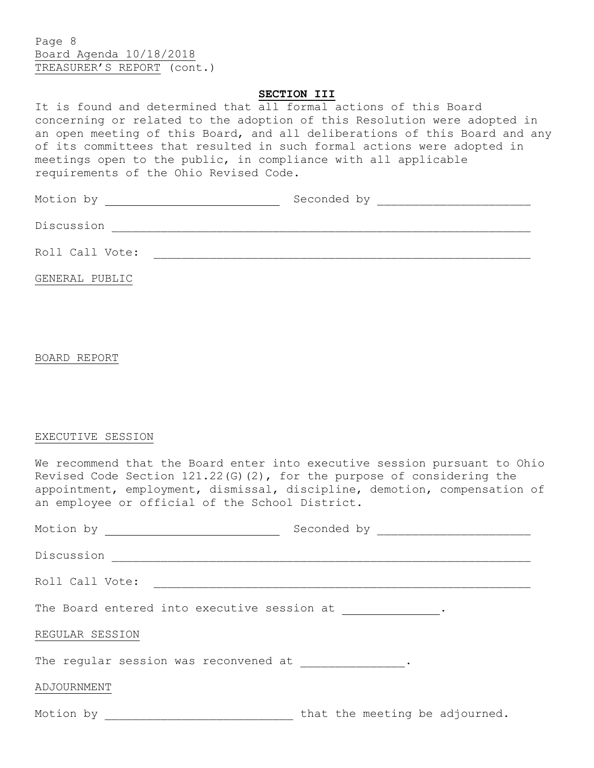Page 8
Board Agenda 10/18/2018
TREASURER'S REPORT (cont.)

**SECTION III**

It is found and determined that all formal actions of this Board concerning or related to the adoption of this Resolution were adopted in an open meeting of this Board, and all deliberations of this Board and any of its committees that resulted in such formal actions were adopted in meetings open to the public, in compliance with all applicable requirements of the Ohio Revised Code.

Motion by ________________________ Seconded by ______________________

Discussion ____________________________________________________________

Roll Call Vote: _______________________________________________________

GENERAL PUBLIC

BOARD REPORT

EXECUTIVE SESSION

We recommend that the Board enter into executive session pursuant to Ohio Revised Code Section 121.22(G)(2), for the purpose of considering the appointment, employment, dismissal, discipline, demotion, compensation of an employee or official of the School District.

Motion by ________________________ Seconded by ______________________

Discussion ____________________________________________________________

Roll Call Vote: _______________________________________________________

The Board entered into executive session at ______________.

REGULAR SESSION

The regular session was reconvened at _______________.

ADJOURNMENT

Motion by ___________________________ that the meeting be adjourned.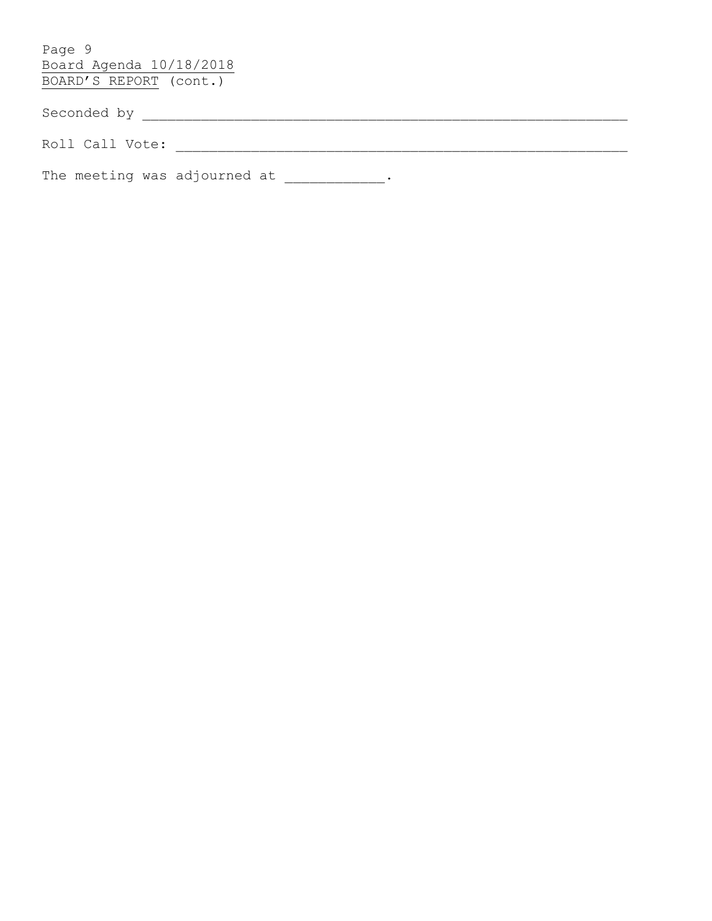Seconded by ___________________________________________________________

Roll Call Vote: _______________________________________________________

The meeting was adjourned at ____________.